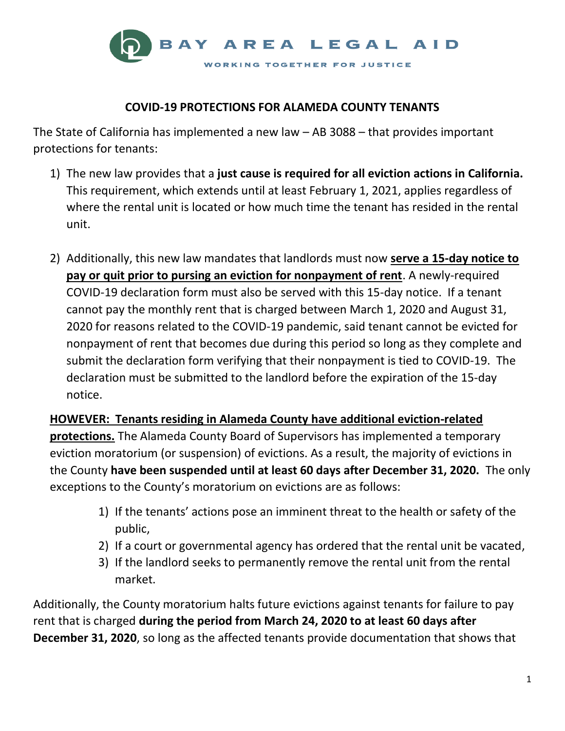BAY AREA LEGAL AID

WORKING TOGETHER FOR JUSTICE

## COVID-19 PROTECTIONS FOR ALAMEDA COUNTY TENANTS

The State of California has implemented a new law – AB 3088 – that provides important protections for tenants:

1) The new law provides that a **just cause is required for all eviction actions in California.** This requirement, which extends until at least February 1, 2021, applies regardless of where the rental unit is located or how much time the tenant has resided in the rental unit.

2) Additionally, this new law mandates that landlords must now **<u>serve a 15-day notice to pay or quit prior to pursing an eviction for nonpayment of rent</u>**. A newly-required COVID-19 declaration form must also be served with this 15-day notice. If a tenant cannot pay the monthly rent that is charged between March 1, 2020 and August 31, 2020 for reasons related to the COVID-19 pandemic, said tenant cannot be evicted for nonpayment of rent that becomes due during this period so long as they complete and submit the declaration form verifying that their nonpayment is tied to COVID-19. The declaration must be submitted to the landlord before the expiration of the 15-day notice.

**<u>HOWEVER: Tenants residing in Alameda County have additional eviction-related protections.</u>** The Alameda County Board of Supervisors has implemented a temporary eviction moratorium (or suspension) of evictions. As a result, the majority of evictions in the County **have been suspended until at least 60 days after December 31, 2020.** The only exceptions to the County's moratorium on evictions are as follows:

1) If the tenants' actions pose an imminent threat to the health or safety of the public,
2) If a court or governmental agency has ordered that the rental unit be vacated,
3) If the landlord seeks to permanently remove the rental unit from the rental market.

Additionally, the County moratorium halts future evictions against tenants for failure to pay rent that is charged **during the period from March 24, 2020 to at least 60 days after December 31, 2020**, so long as the affected tenants provide documentation that shows that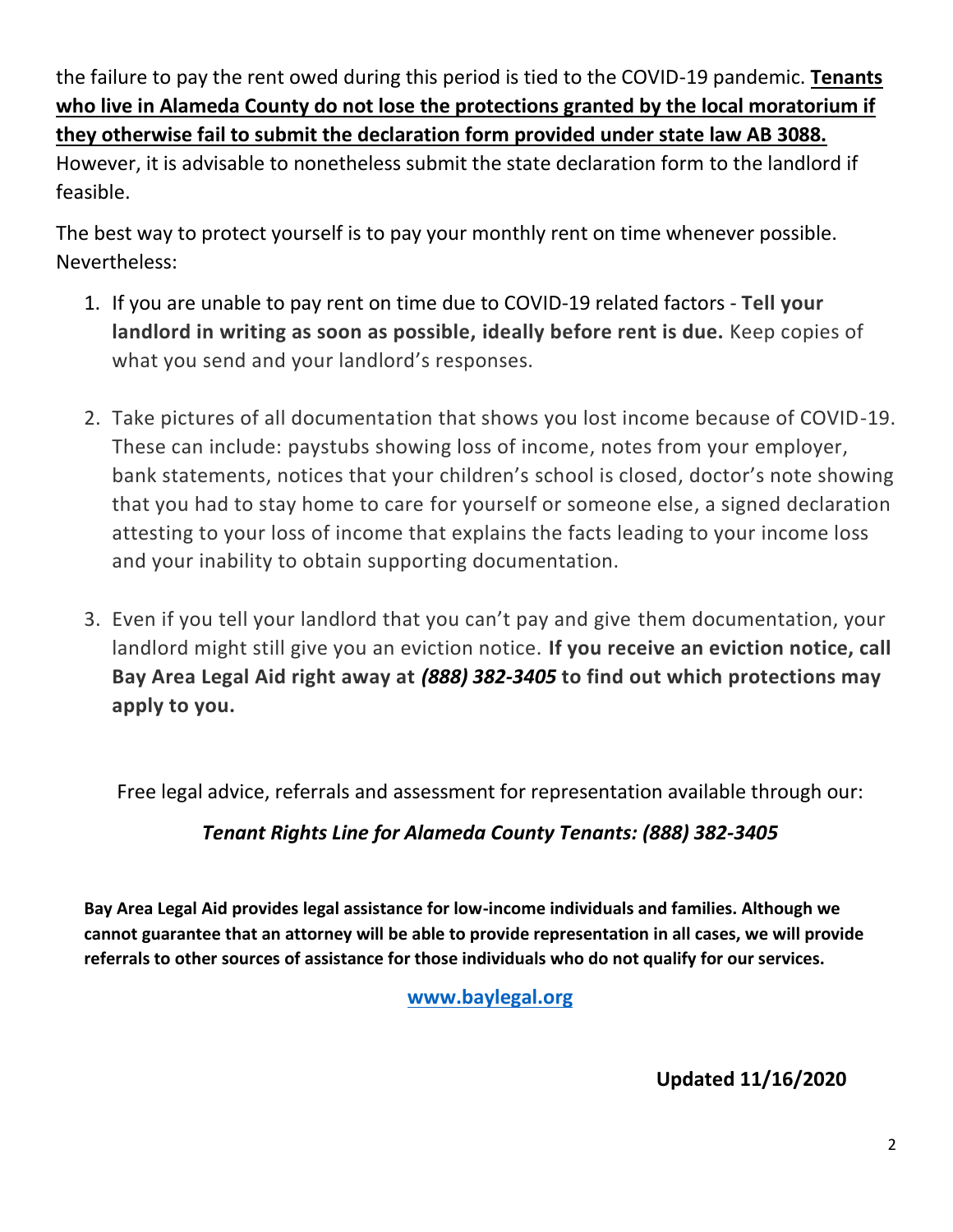the failure to pay the rent owed during this period is tied to the COVID-19 pandemic. **Tenants who live in Alameda County do not lose the protections granted by the local moratorium if they otherwise fail to submit the declaration form provided under state law AB 3088.** However, it is advisable to nonetheless submit the state declaration form to the landlord if feasible.

The best way to protect yourself is to pay your monthly rent on time whenever possible. Nevertheless:

1. If you are unable to pay rent on time due to COVID-19 related factors - **Tell your landlord in writing as soon as possible, ideally before rent is due.** Keep copies of what you send and your landlord's responses.

2. Take pictures of all documentation that shows you lost income because of COVID-19. These can include: paystubs showing loss of income, notes from your employer, bank statements, notices that your children's school is closed, doctor's note showing that you had to stay home to care for yourself or someone else, a signed declaration attesting to your loss of income that explains the facts leading to your income loss and your inability to obtain supporting documentation.

3. Even if you tell your landlord that you can't pay and give them documentation, your landlord might still give you an eviction notice. **If you receive an eviction notice, call Bay Area Legal Aid right away at *(888) 382-3405* to find out which protections may apply to you.**

Free legal advice, referrals and assessment for representation available through our:

***Tenant Rights Line for Alameda County Tenants: (888) 382-3405***

**Bay Area Legal Aid provides legal assistance for low-income individuals and families. Although we cannot guarantee that an attorney will be able to provide representation in all cases, we will provide referrals to other sources of assistance for those individuals who do not qualify for our services.**

**www.baylegal.org**

**Updated 11/16/2020**